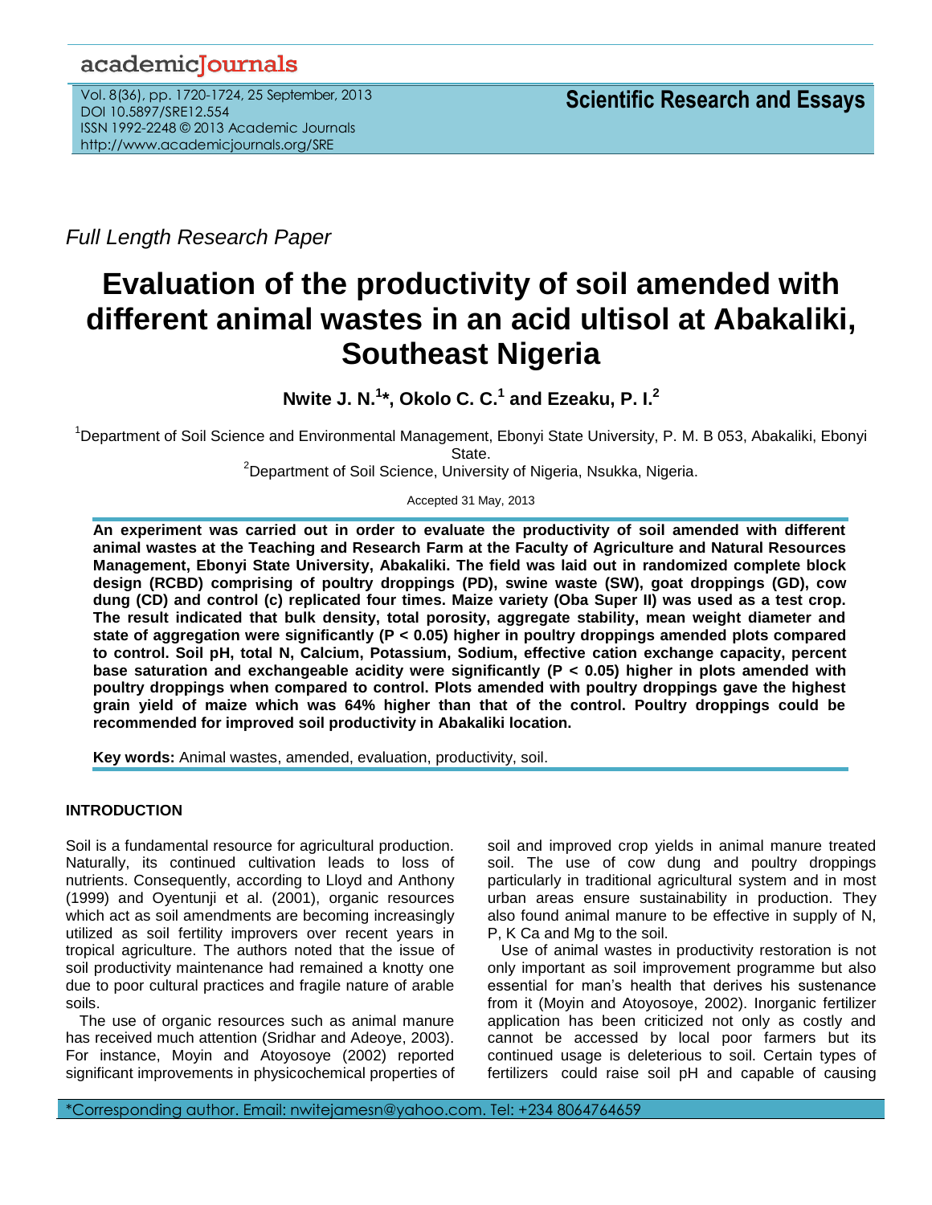*Full Length Research Paper*

# Evaluation of the productivity of soil amended with different animal wastes in an acid ultisol at Abakaliki, Southeast Nigeria

**Nwite J. N.[1]*, Okolo C. C.[1] and Ezeaku, P. I.[2]**

[1]Department of Soil Science and Environmental Management, Ebonyi State University, P. M. B 053, Abakaliki, Ebonyi State.

[2]Department of Soil Science, University of Nigeria, Nsukka, Nigeria.

Accepted 31 May, 2013

**An experiment was carried out in order to evaluate the productivity of soil amended with different animal wastes at the Teaching and Research Farm at the Faculty of Agriculture and Natural Resources Management, Ebonyi State University, Abakaliki. The field was laid out in randomized complete block design (RCBD) comprising of poultry droppings (PD), swine waste (SW), goat droppings (GD), cow dung (CD) and control (c) replicated four times. Maize variety (Oba Super II) was used as a test crop. The result indicated that bulk density, total porosity, aggregate stability, mean weight diameter and state of aggregation were significantly ($P < 0.05$) higher in poultry droppings amended plots compared to control. Soil pH, total N, Calcium, Potassium, Sodium, effective cation exchange capacity, percent base saturation and exchangeable acidity were significantly ($P < 0.05$) higher in plots amended with poultry droppings when compared to control. Plots amended with poultry droppings gave the highest grain yield of maize which was 64% higher than that of the control. Poultry droppings could be recommended for improved soil productivity in Abakaliki location.**

**Key words:** Animal wastes, amended, evaluation, productivity, soil.

## INTRODUCTION

Soil is a fundamental resource for agricultural production. Naturally, its continued cultivation leads to loss of nutrients. Consequently, according to Lloyd and Anthony (1999) and Oyentunji et al. (2001), organic resources which act as soil amendments are becoming increasingly utilized as soil fertility improvers over recent years in tropical agriculture. The authors noted that the issue of soil productivity maintenance had remained a knotty one due to poor cultural practices and fragile nature of arable soils.

The use of organic resources such as animal manure has received much attention (Sridhar and Adeoye, 2003). For instance, Moyin and Atoyosoye (2002) reported significant improvements in physicochemical properties of soil and improved crop yields in animal manure treated soil. The use of cow dung and poultry droppings particularly in traditional agricultural system and in most urban areas ensure sustainability in production. They also found animal manure to be effective in supply of N, P, K Ca and Mg to the soil.

Use of animal wastes in productivity restoration is not only important as soil improvement programme but also essential for man's health that derives his sustenance from it (Moyin and Atoyosoye, 2002). Inorganic fertilizer application has been criticized not only as costly and cannot be accessed by local poor farmers but its continued usage is deleterious to soil. Certain types of fertilizers could raise soil pH and capable of causing

*Corresponding author. Email: nwitejamesn@yahoo.com. Tel: +234 8064764659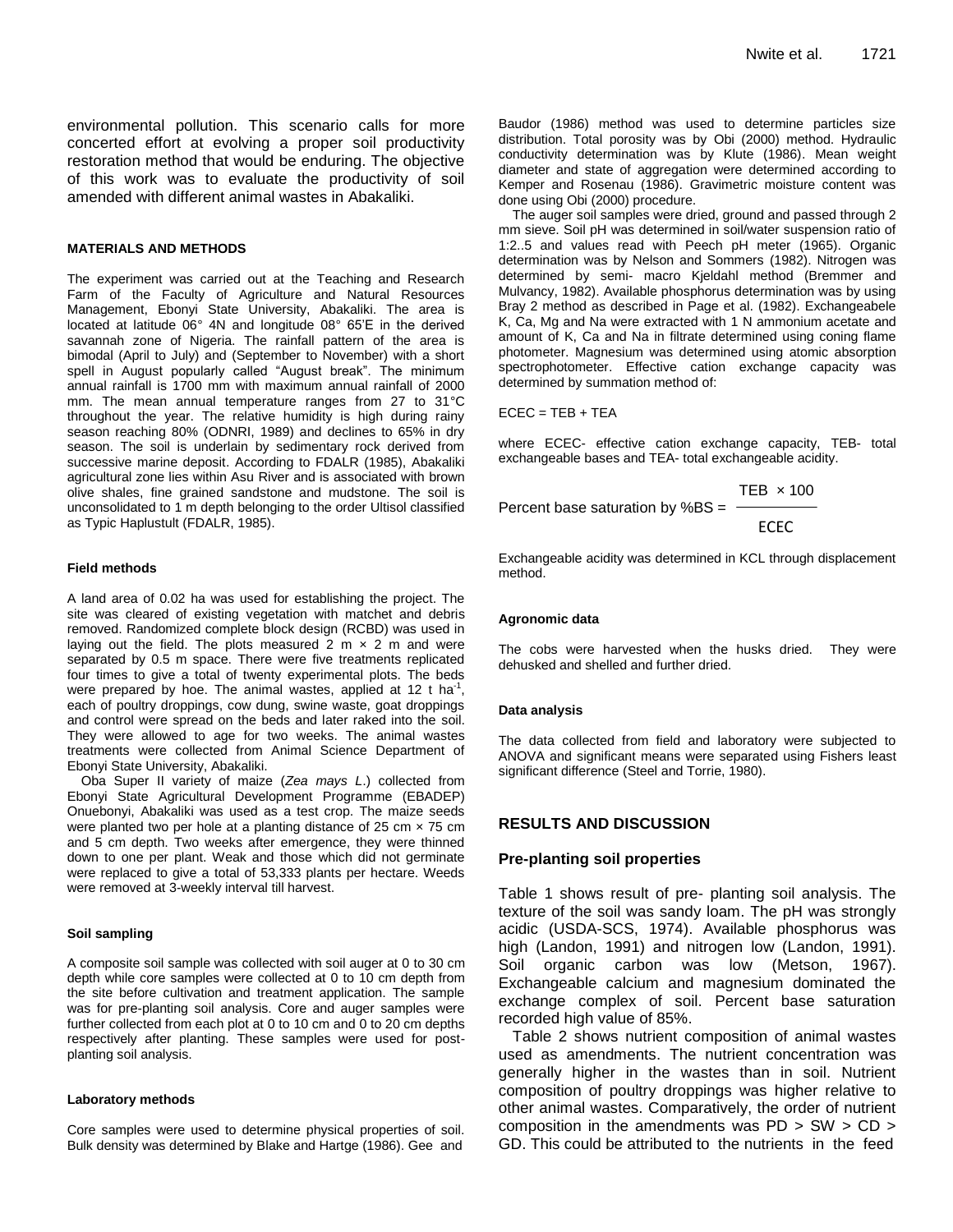environmental pollution. This scenario calls for more concerted effort at evolving a proper soil productivity restoration method that would be enduring. The objective of this work was to evaluate the productivity of soil amended with different animal wastes in Abakaliki.

## MATERIALS AND METHODS

The experiment was carried out at the Teaching and Research Farm of the Faculty of Agriculture and Natural Resources Management, Ebonyi State University, Abakaliki. The area is located at latitude 06° 4N and longitude 08° 65'E in the derived savannah zone of Nigeria. The rainfall pattern of the area is bimodal (April to July) and (September to November) with a short spell in August popularly called "August break". The minimum annual rainfall is 1700 mm with maximum annual rainfall of 2000 mm. The mean annual temperature ranges from 27 to 31°C throughout the year. The relative humidity is high during rainy season reaching 80% (ODNRI, 1989) and declines to 65% in dry season. The soil is underlain by sedimentary rock derived from successive marine deposit. According to FDALR (1985), Abakaliki agricultural zone lies within Asu River and is associated with brown olive shales, fine grained sandstone and mudstone. The soil is unconsolidated to 1 m depth belonging to the order Ultisol classified as Typic Haplustult (FDALR, 1985).

### Field methods

A land area of 0.02 ha was used for establishing the project. The site was cleared of existing vegetation with matchet and debris removed. Randomized complete block design (RCBD) was used in laying out the field. The plots measured 2 m × 2 m and were separated by 0.5 m space. There were five treatments replicated four times to give a total of twenty experimental plots. The beds were prepared by hoe. The animal wastes, applied at 12 t ha$^{-1}$, each of poultry droppings, cow dung, swine waste, goat droppings and control were spread on the beds and later raked into the soil. They were allowed to age for two weeks. The animal wastes treatments were collected from Animal Science Department of Ebonyi State University, Abakaliki.

Oba Super II variety of maize (*Zea mays L.*) collected from Ebonyi State Agricultural Development Programme (EBADEP) Onuebonyi, Abakaliki was used as a test crop. The maize seeds were planted two per hole at a planting distance of 25 cm × 75 cm and 5 cm depth. Two weeks after emergence, they were thinned down to one per plant. Weak and those which did not germinate were replaced to give a total of 53,333 plants per hectare. Weeds were removed at 3-weekly interval till harvest.

### Soil sampling

A composite soil sample was collected with soil auger at 0 to 30 cm depth while core samples were collected at 0 to 10 cm depth from the site before cultivation and treatment application. The sample was for pre-planting soil analysis. Core and auger samples were further collected from each plot at 0 to 10 cm and 0 to 20 cm depths respectively after planting. These samples were used for post-planting soil analysis.

### Laboratory methods

Core samples were used to determine physical properties of soil. Bulk density was determined by Blake and Hartge (1986). Gee and Baudor (1986) method was used to determine particles size distribution. Total porosity was by Obi (2000) method. Hydraulic conductivity determination was by Klute (1986). Mean weight diameter and state of aggregation were determined according to Kemper and Rosenau (1986). Gravimetric moisture content was done using Obi (2000) procedure.

The auger soil samples were dried, ground and passed through 2 mm sieve. Soil pH was determined in soil/water suspension ratio of 1:2..5 and values read with Peech pH meter (1965). Organic determination was by Nelson and Sommers (1982). Nitrogen was determined by semi- macro Kjeldahl method (Bremmer and Mulvancy, 1982). Available phosphorus determination was by using Bray 2 method as described in Page et al. (1982). Exchangeabele K, Ca, Mg and Na were extracted with 1 N ammonium acetate and amount of K, Ca and Na in filtrate determined using coning flame photometer. Magnesium was determined using atomic absorption spectrophotometer. Effective cation exchange capacity was determined by summation method of:

$$ECEC = TEB + TEA$$

where ECEC- effective cation exchange capacity, TEB- total exchangeable bases and TEA- total exchangeable acidity.

$$\text{Percent base saturation by \%BS} = \frac{TEB \times 100}{ECEC}$$

Exchangeable acidity was determined in KCL through displacement method.

### Agronomic data

The cobs were harvested when the husks dried. They were dehusked and shelled and further dried.

### Data analysis

The data collected from field and laboratory were subjected to ANOVA and significant means were separated using Fishers least significant difference (Steel and Torrie, 1980).

## RESULTS AND DISCUSSION

### Pre-planting soil properties

Table 1 shows result of pre- planting soil analysis. The texture of the soil was sandy loam. The pH was strongly acidic (USDA-SCS, 1974). Available phosphorus was high (Landon, 1991) and nitrogen low (Landon, 1991). Soil organic carbon was low (Metson, 1967). Exchangeable calcium and magnesium dominated the exchange complex of soil. Percent base saturation recorded high value of 85%.

Table 2 shows nutrient composition of animal wastes used as amendments. The nutrient concentration was generally higher in the wastes than in soil. Nutrient composition of poultry droppings was higher relative to other animal wastes. Comparatively, the order of nutrient composition in the amendments was PD > SW > CD > GD. This could be attributed to the nutrients in the feed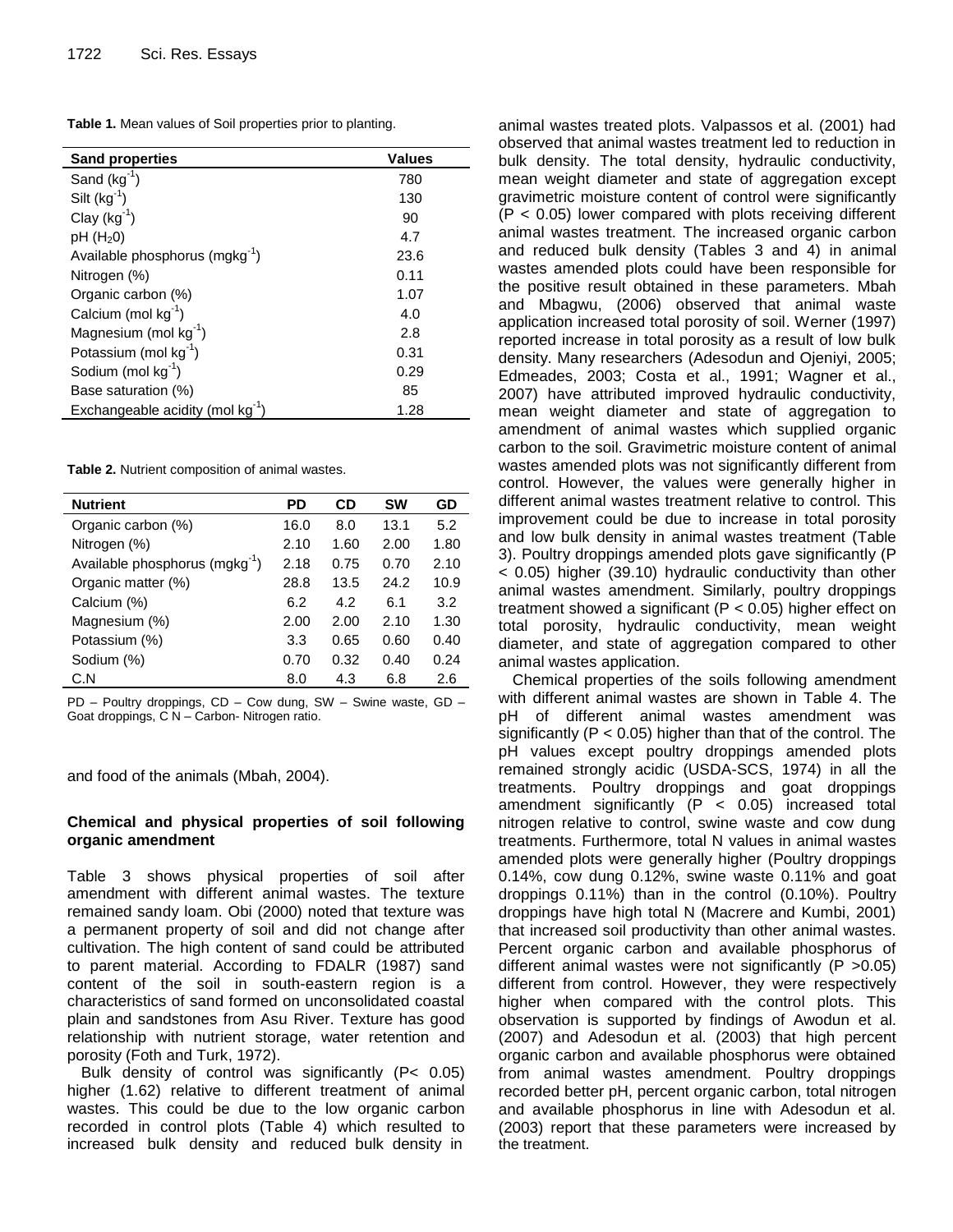**Table 1.** Mean values of Soil properties prior to planting.

| Sand properties | Values |
|---|---|
| Sand ($kg^{-1}$) | 780 |
| Silt ($kg^{-1}$) | 130 |
| Clay ($kg^{-1}$) | 90 |
| pH ($H_20$) | 4.7 |
| Available phosphorus ($mgkg^{-1}$) | 23.6 |
| Nitrogen (%) | 0.11 |
| Organic carbon (%) | 1.07 |
| Calcium (mol $kg^{-1}$) | 4.0 |
| Magnesium (mol $kg^{-1}$) | 2.8 |
| Potassium (mol $kg^{-1}$) | 0.31 |
| Sodium (mol $kg^{-1}$) | 0.29 |
| Base saturation (%) | 85 |
| Exchangeable acidity (mol $kg^{-1}$) | 1.28 |

**Table 2.** Nutrient composition of animal wastes.

| Nutrient | PD | CD | SW | GD |
|---|---|---|---|---|
| Organic carbon (%) | 16.0 | 8.0 | 13.1 | 5.2 |
| Nitrogen (%) | 2.10 | 1.60 | 2.00 | 1.80 |
| Available phosphorus ($mgkg^{-1}$) | 2.18 | 0.75 | 0.70 | 2.10 |
| Organic matter (%) | 28.8 | 13.5 | 24.2 | 10.9 |
| Calcium (%) | 6.2 | 4.2 | 6.1 | 3.2 |
| Magnesium (%) | 2.00 | 2.00 | 2.10 | 1.30 |
| Potassium (%) | 3.3 | 0.65 | 0.60 | 0.40 |
| Sodium (%) | 0.70 | 0.32 | 0.40 | 0.24 |
| C.N | 8.0 | 4.3 | 6.8 | 2.6 |

PD – Poultry droppings, CD – Cow dung, SW – Swine waste, GD – Goat droppings, C N – Carbon- Nitrogen ratio.

and food of the animals (Mbah, 2004).

### Chemical and physical properties of soil following organic amendment

Table 3 shows physical properties of soil after amendment with different animal wastes. The texture remained sandy loam. Obi (2000) noted that texture was a permanent property of soil and did not change after cultivation. The high content of sand could be attributed to parent material. According to FDALR (1987) sand content of the soil in south-eastern region is a characteristics of sand formed on unconsolidated coastal plain and sandstones from Asu River. Texture has good relationship with nutrient storage, water retention and porosity (Foth and Turk, 1972).

Bulk density of control was significantly ($P< 0.05$) higher (1.62) relative to different treatment of animal wastes. This could be due to the low organic carbon recorded in control plots (Table 4) which resulted to increased bulk density and reduced bulk density in animal wastes treated plots. Valpassos et al. (2001) had observed that animal wastes treatment led to reduction in bulk density. The total density, hydraulic conductivity, mean weight diameter and state of aggregation except gravimetric moisture content of control were significantly ($P < 0.05$) lower compared with plots receiving different animal wastes treatment. The increased organic carbon and reduced bulk density (Tables 3 and 4) in animal wastes amended plots could have been responsible for the positive result obtained in these parameters. Mbah and Mbagwu, (2006) observed that animal waste application increased total porosity of soil. Werner (1997) reported increase in total porosity as a result of low bulk density. Many researchers (Adesodun and Ojeniyi, 2005; Edmeades, 2003; Costa et al., 1991; Wagner et al., 2007) have attributed improved hydraulic conductivity, mean weight diameter and state of aggregation to amendment of animal wastes which supplied organic carbon to the soil. Gravimetric moisture content of animal wastes amended plots was not significantly different from control. However, the values were generally higher in different animal wastes treatment relative to control. This improvement could be due to increase in total porosity and low bulk density in animal wastes treatment (Table 3). Poultry droppings amended plots gave significantly ($P < 0.05$) higher (39.10) hydraulic conductivity than other animal wastes amendment. Similarly, poultry droppings treatment showed a significant ($P < 0.05$) higher effect on total porosity, hydraulic conductivity, mean weight diameter, and state of aggregation compared to other animal wastes application.

Chemical properties of the soils following amendment with different animal wastes are shown in Table 4. The pH of different animal wastes amendment was significantly ($P < 0.05$) higher than that of the control. The pH values except poultry droppings amended plots remained strongly acidic (USDA-SCS, 1974) in all the treatments. Poultry droppings and goat droppings amendment significantly ($P < 0.05$) increased total nitrogen relative to control, swine waste and cow dung treatments. Furthermore, total N values in animal wastes amended plots were generally higher (Poultry droppings 0.14%, cow dung 0.12%, swine waste 0.11% and goat droppings 0.11%) than in the control (0.10%). Poultry droppings have high total N (Macrere and Kumbi, 2001) that increased soil productivity than other animal wastes. Percent organic carbon and available phosphorus of different animal wastes were not significantly ($P >0.05$) different from control. However, they were respectively higher when compared with the control plots. This observation is supported by findings of Awodun et al. (2007) and Adesodun et al. (2003) that high percent organic carbon and available phosphorus were obtained from animal wastes amendment. Poultry droppings recorded better pH, percent organic carbon, total nitrogen and available phosphorus in line with Adesodun et al. (2003) report that these parameters were increased by the treatment.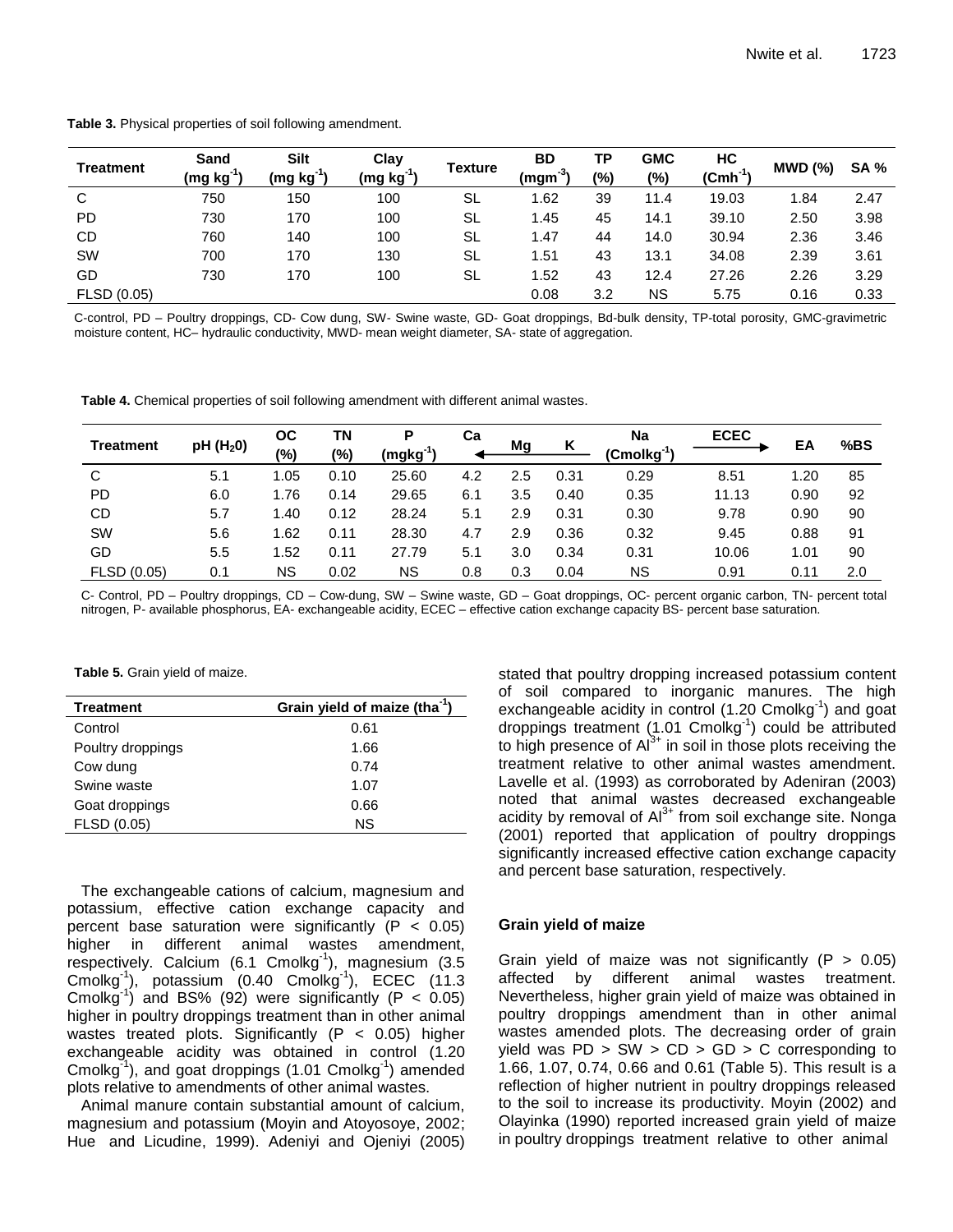**Table 3.** Physical properties of soil following amendment.

| Treatment | Sand (mg kg$^{-1}$) | Silt (mg kg$^{-1}$) | Clay (mg kg$^{-1}$) | Texture | BD (mgm$^{-3}$) | TP (%) | GMC (%) | HC (Cmh$^{-1}$) | MWD (%) | SA % |
|---|---|---|---|---|---|---|---|---|---|---|
| C | 750 | 150 | 100 | SL | 1.62 | 39 | 11.4 | 19.03 | 1.84 | 2.47 |
| PD | 730 | 170 | 100 | SL | 1.45 | 45 | 14.1 | 39.10 | 2.50 | 3.98 |
| CD | 760 | 140 | 100 | SL | 1.47 | 44 | 14.0 | 30.94 | 2.36 | 3.46 |
| SW | 700 | 170 | 130 | SL | 1.51 | 43 | 13.1 | 34.08 | 2.39 | 3.61 |
| GD | 730 | 170 | 100 | SL | 1.52 | 43 | 12.4 | 27.26 | 2.26 | 3.29 |
| FLSD (0.05) | | | | | 0.08 | 3.2 | NS | 5.75 | 0.16 | 0.33 |

C-control, PD – Poultry droppings, CD- Cow dung, SW- Swine waste, GD- Goat droppings, Bd-bulk density, TP-total porosity, GMC-gravimetric moisture content, HC– hydraulic conductivity, MWD- mean weight diameter, SA- state of aggregation.

**Table 4.** Chemical properties of soil following amendment with different animal wastes.

| Treatment | pH ($H_2O$) | OC (%) | TN (%) | P (mgkg$^{-1}$) | Ca | Mg | K | Na (Cmolkg$^{-1}$) | ECEC | EA | %BS |
|---|---|---|---|---|---|---|---|---|---|---|---|
| C | 5.1 | 1.05 | 0.10 | 25.60 | 4.2 | 2.5 | 0.31 | 0.29 | 8.51 | 1.20 | 85 |
| PD | 6.0 | 1.76 | 0.14 | 29.65 | 6.1 | 3.5 | 0.40 | 0.35 | 11.13 | 0.90 | 92 |
| CD | 5.7 | 1.40 | 0.12 | 28.24 | 5.1 | 2.9 | 0.31 | 0.30 | 9.78 | 0.90 | 90 |
| SW | 5.6 | 1.62 | 0.11 | 28.30 | 4.7 | 2.9 | 0.36 | 0.32 | 9.45 | 0.88 | 91 |
| GD | 5.5 | 1.52 | 0.11 | 27.79 | 5.1 | 3.0 | 0.34 | 0.31 | 10.06 | 1.01 | 90 |
| FLSD (0.05) | 0.1 | NS | 0.02 | NS | 0.8 | 0.3 | 0.04 | NS | 0.91 | 0.11 | 2.0 |

C- Control, PD – Poultry droppings, CD – Cow-dung, SW – Swine waste, GD – Goat droppings, OC- percent organic carbon, TN- percent total nitrogen, P- available phosphorus, EA- exchangeable acidity, ECEC – effective cation exchange capacity BS- percent base saturation.

**Table 5.** Grain yield of maize.

| Treatment | Grain yield of maize (tha$^{-1}$) |
|---|---|
| Control | 0.61 |
| Poultry droppings | 1.66 |
| Cow dung | 0.74 |
| Swine waste | 1.07 |
| Goat droppings | 0.66 |
| FLSD (0.05) | NS |

The exchangeable cations of calcium, magnesium and potassium, effective cation exchange capacity and percent base saturation were significantly ($P < 0.05$) higher in different animal wastes amendment, respectively. Calcium (6.1 Cmolkg$^{-1}$), magnesium (3.5 Cmolkg$^{-1}$), potassium (0.40 Cmolkg$^{-1}$), ECEC (11.3 Cmolkg$^{-1}$) and BS% (92) were significantly ($P < 0.05$) higher in poultry droppings treatment than in other animal wastes treated plots. Significantly ($P < 0.05$) higher exchangeable acidity was obtained in control (1.20 Cmolkg$^{-1}$), and goat droppings (1.01 Cmolkg$^{-1}$) amended plots relative to amendments of other animal wastes.

Animal manure contain substantial amount of calcium, magnesium and potassium (Moyin and Atoyosoye, 2002; Hue and Licudine, 1999). Adeniyi and Ojeniyi (2005) stated that poultry dropping increased potassium content of soil compared to inorganic manures. The high exchangeable acidity in control (1.20 Cmolkg$^{-1}$) and goat droppings treatment (1.01 Cmolkg$^{-1}$) could be attributed to high presence of $Al^{3+}$ in soil in those plots receiving the treatment relative to other animal wastes amendment. Lavelle et al. (1993) as corroborated by Adeniran (2003) noted that animal wastes decreased exchangeable acidity by removal of $Al^{3+}$ from soil exchange site. Nonga (2001) reported that application of poultry droppings significantly increased effective cation exchange capacity and percent base saturation, respectively.

### Grain yield of maize

Grain yield of maize was not significantly ($P > 0.05$) affected by different animal wastes treatment. Nevertheless, higher grain yield of maize was obtained in poultry droppings amendment than in other animal wastes amended plots. The decreasing order of grain yield was PD > SW > CD > GD > C corresponding to 1.66, 1.07, 0.74, 0.66 and 0.61 (Table 5). This result is a reflection of higher nutrient in poultry droppings released to the soil to increase its productivity. Moyin (2002) and Olayinka (1990) reported increased grain yield of maize in poultry droppings treatment relative to other animal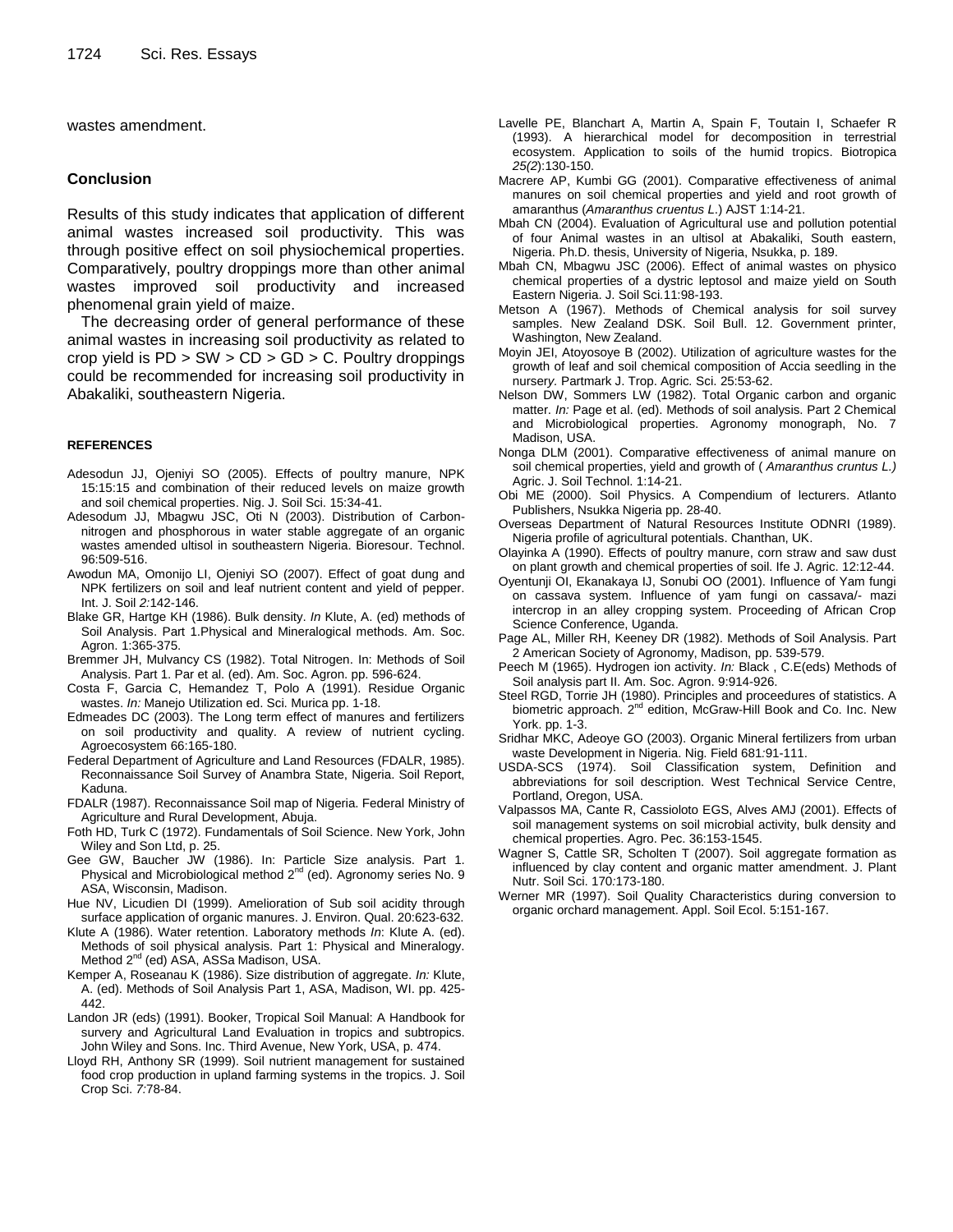wastes amendment.

## Conclusion

Results of this study indicates that application of different animal wastes increased soil productivity. This was through positive effect on soil physiochemical properties. Comparatively, poultry droppings more than other animal wastes improved soil productivity and increased phenomenal grain yield of maize.

The decreasing order of general performance of these animal wastes in increasing soil productivity as related to crop yield is PD > SW > CD > GD > C. Poultry droppings could be recommended for increasing soil productivity in Abakaliki, southeastern Nigeria.

### REFERENCES

Adesodun JJ, Ojeniyi SO (2005). Effects of poultry manure, NPK 15:15:15 and combination of their reduced levels on maize growth and soil chemical properties. Nig. J. Soil Sci. 15:34-41.

Adesodum JJ, Mbagwu JSC, Oti N (2003). Distribution of Carbon-nitrogen and phosphorous in water stable aggregate of an organic wastes amended ultisol in southeastern Nigeria. Bioresour. Technol. 96:509-516.

Awodun MA, Omonijo LI, Ojeniyi SO (2007). Effect of goat dung and NPK fertilizers on soil and leaf nutrient content and yield of pepper. Int. J. Soil *2*:142-146.

Blake GR, Hartge KH (1986). Bulk density. *In* Klute, A. (ed) methods of Soil Analysis. Part 1.Physical and Mineralogical methods. Am. Soc. Agron. 1:365-375.

Bremmer JH, Mulvancy CS (1982). Total Nitrogen. In: Methods of Soil Analysis. Part 1. Par et al. (ed). Am. Soc. Agron. pp. 596-624.

Costa F, Garcia C, Hemandez T, Polo A (1991). Residue Organic wastes. *In:* Manejo Utilization ed. Sci. Murica pp. 1-18.

Edmeades DC (2003). The Long term effect of manures and fertilizers on soil productivity and quality. A review of nutrient cycling. Agroecosystem 66:165-180.

Federal Department of Agriculture and Land Resources (FDALR, 1985). Reconnaissance Soil Survey of Anambra State, Nigeria. Soil Report, Kaduna.

FDALR (1987). Reconnaissance Soil map of Nigeria. Federal Ministry of Agriculture and Rural Development, Abuja.

Foth HD, Turk C (1972). Fundamentals of Soil Science. New York, John Wiley and Son Ltd, p. 25.

Gee GW, Baucher JW (1986). In: Particle Size analysis. Part 1. Physical and Microbiological method 2nd (ed). Agronomy series No. 9 ASA, Wisconsin, Madison.

Hue NV, Licudien DI (1999). Amelioration of Sub soil acidity through surface application of organic manures. J. Environ. Qual. 20:623-632.

Klute A (1986). Water retention. Laboratory methods *In*: Klute A. (ed). Methods of soil physical analysis. Part 1: Physical and Mineralogy. Method 2nd (ed) ASA, ASSa Madison, USA.

Kemper A, Roseanau K (1986). Size distribution of aggregate. *In:* Klute, A. (ed). Methods of Soil Analysis Part 1, ASA, Madison, WI. pp. 425-442.

Landon JR (eds) (1991). Booker, Tropical Soil Manual: A Handbook for survey and Agricultural Land Evaluation in tropics and subtropics. John Wiley and Sons. Inc. Third Avenue, New York, USA, p. 474.

Lloyd RH, Anthony SR (1999). Soil nutrient management for sustained food crop production in upland farming systems in the tropics. J. Soil Crop Sci. *7*:78-84.

Lavelle PE, Blanchart A, Martin A, Spain F, Toutain I, Schaefer R (1993). A hierarchical model for decomposition in terrestrial ecosystem. Application to soils of the humid tropics. Biotropica *25(2)*:130-150.

Macrere AP, Kumbi GG (2001). Comparative effectiveness of animal manures on soil chemical properties and yield and root growth of amaranthus (*Amaranthus cruentus L.*) AJST 1:14-21.

Mbah CN (2004). Evaluation of Agricultural use and pollution potential of four Animal wastes in an ultisol at Abakaliki, South eastern, Nigeria. Ph.D. thesis, University of Nigeria, Nsukka, p. 189.

Mbah CN, Mbagwu JSC (2006). Effect of animal wastes on physico chemical properties of a dystric leptosol and maize yield on South Eastern Nigeria. J. Soil Sci.11:98-193.

Metson A (1967). Methods of Chemical analysis for soil survey samples. New Zealand DSK. Soil Bull. 12. Government printer, Washington, New Zealand.

Moyin JEI, Atoyosoye B (2002). Utilization of agriculture wastes for the growth of leaf and soil chemical composition of Accia seedling in the nursery. Partmark J. Trop. Agric. Sci. 25:53-62.

Nelson DW, Sommers LW (1982). Total Organic carbon and organic matter. *In:* Page et al. (ed). Methods of soil analysis. Part 2 Chemical and Microbiological properties. Agronomy monograph, No. 7 Madison, USA.

Nonga DLM (2001). Comparative effectiveness of animal manure on soil chemical properties, yield and growth of ( *Amaranthus cruntus L.)* Agric. J. Soil Technol. 1:14-21.

Obi ME (2000). Soil Physics. A Compendium of lecturers. Atlanto Publishers, Nsukka Nigeria pp. 28-40.

Overseas Department of Natural Resources Institute ODNRI (1989). Nigeria profile of agricultural potentials. Chanthan, UK.

Olayinka A (1990). Effects of poultry manure, corn straw and saw dust on plant growth and chemical properties of soil. Ife J. Agric. 12:12-44.

Oyentunji OI, Ekanakaya IJ, Sonubi OO (2001). Influence of Yam fungi on cassava system. Influence of yam fungi on cassava/- mazi intercrop in an alley cropping system. Proceeding of African Crop Science Conference, Uganda.

Page AL, Miller RH, Keeney DR (1982). Methods of Soil Analysis. Part 2 American Society of Agronomy, Madison, pp. 539-579.

Peech M (1965). Hydrogen ion activity. *In:* Black , C.E(eds) Methods of Soil analysis part II. Am. Soc. Agron. 9:914-926.

Steel RGD, Torrie JH (1980). Principles and proceedures of statistics. A biometric approach. 2nd edition, McGraw-Hill Book and Co. Inc. New York. pp. 1-3.

Sridhar MKC, Adeoye GO (2003). Organic Mineral fertilizers from urban waste Development in Nigeria. Nig. Field 681:91-111.

USDA-SCS (1974). Soil Classification system, Definition and abbreviations for soil description. West Technical Service Centre, Portland, Oregon, USA.

Valpassos MA, Cante R, Cassioloto EGS, Alves AMJ (2001). Effects of soil management systems on soil microbial activity, bulk density and chemical properties. Agro. Pec. 36:153-1545.

Wagner S, Cattle SR, Scholten T (2007). Soil aggregate formation as influenced by clay content and organic matter amendment. J. Plant Nutr. Soil Sci. 170:173-180.

Werner MR (1997). Soil Quality Characteristics during conversion to organic orchard management. Appl. Soil Ecol. 5:151-167.